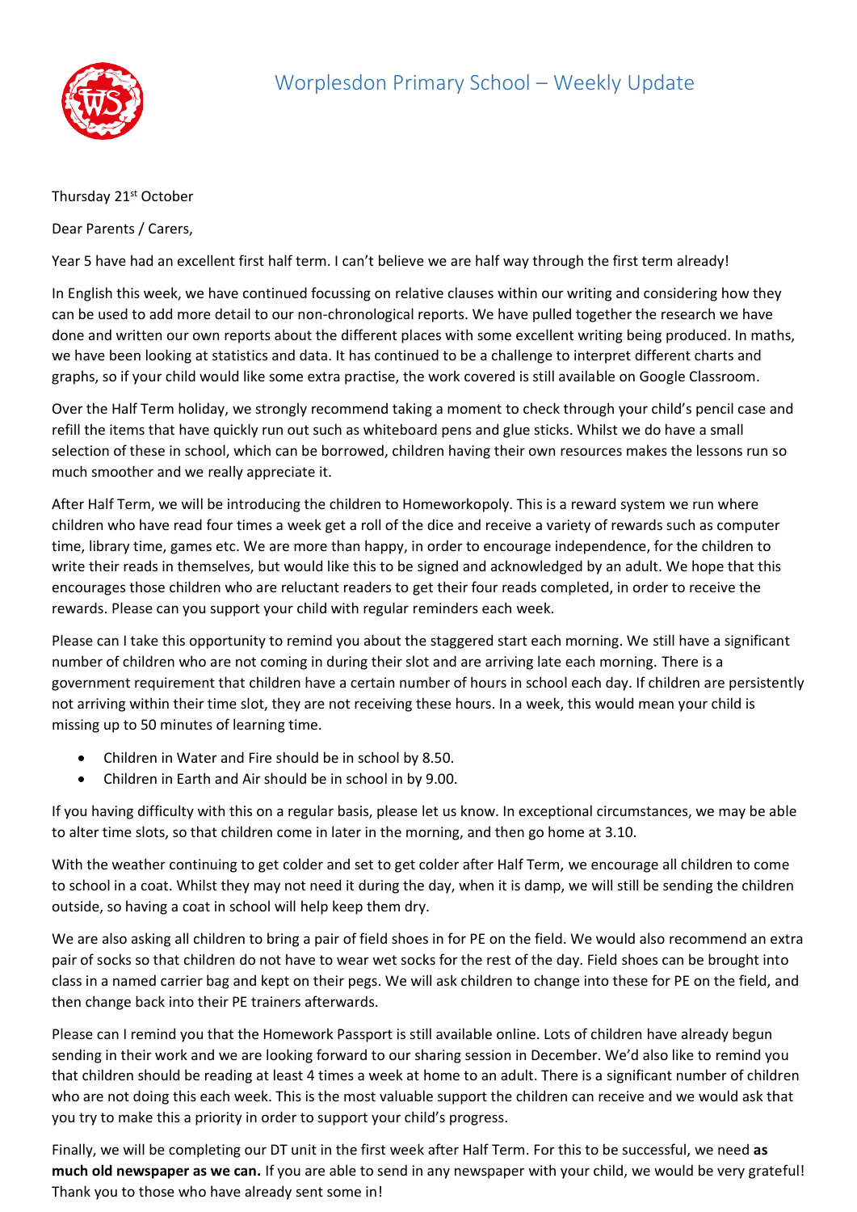# Worplesdon Primary School – Weekly Update

Thursday 21st October

Dear Parents / Carers,

Year 5 have had an excellent first half term. I can't believe we are half way through the first term already!

In English this week, we have continued focussing on relative clauses within our writing and considering how they can be used to add more detail to our non-chronological reports. We have pulled together the research we have done and written our own reports about the different places with some excellent writing being produced. In maths, we have been looking at statistics and data. It has continued to be a challenge to interpret different charts and graphs, so if your child would like some extra practise, the work covered is still available on Google Classroom.

Over the Half Term holiday, we strongly recommend taking a moment to check through your child's pencil case and refill the items that have quickly run out such as whiteboard pens and glue sticks. Whilst we do have a small selection of these in school, which can be borrowed, children having their own resources makes the lessons run so much smoother and we really appreciate it.

After Half Term, we will be introducing the children to Homeworkopoly. This is a reward system we run where children who have read four times a week get a roll of the dice and receive a variety of rewards such as computer time, library time, games etc. We are more than happy, in order to encourage independence, for the children to write their reads in themselves, but would like this to be signed and acknowledged by an adult. We hope that this encourages those children who are reluctant readers to get their four reads completed, in order to receive the rewards. Please can you support your child with regular reminders each week.

Please can I take this opportunity to remind you about the staggered start each morning. We still have a significant number of children who are not coming in during their slot and are arriving late each morning. There is a government requirement that children have a certain number of hours in school each day. If children are persistently not arriving within their time slot, they are not receiving these hours. In a week, this would mean your child is missing up to 50 minutes of learning time.

- Children in Water and Fire should be in school by 8.50.
- Children in Earth and Air should be in school in by 9.00.

If you having difficulty with this on a regular basis, please let us know. In exceptional circumstances, we may be able to alter time slots, so that children come in later in the morning, and then go home at 3.10.

With the weather continuing to get colder and set to get colder after Half Term, we encourage all children to come to school in a coat. Whilst they may not need it during the day, when it is damp, we will still be sending the children outside, so having a coat in school will help keep them dry.

We are also asking all children to bring a pair of field shoes in for PE on the field. We would also recommend an extra pair of socks so that children do not have to wear wet socks for the rest of the day. Field shoes can be brought into class in a named carrier bag and kept on their pegs. We will ask children to change into these for PE on the field, and then change back into their PE trainers afterwards.

Please can I remind you that the Homework Passport is still available online. Lots of children have already begun sending in their work and we are looking forward to our sharing session in December. We'd also like to remind you that children should be reading at least 4 times a week at home to an adult. There is a significant number of children who are not doing this each week. This is the most valuable support the children can receive and we would ask that you try to make this a priority in order to support your child's progress.

Finally, we will be completing our DT unit in the first week after Half Term. For this to be successful, we need **as much old newspaper as we can.** If you are able to send in any newspaper with your child, we would be very grateful! Thank you to those who have already sent some in!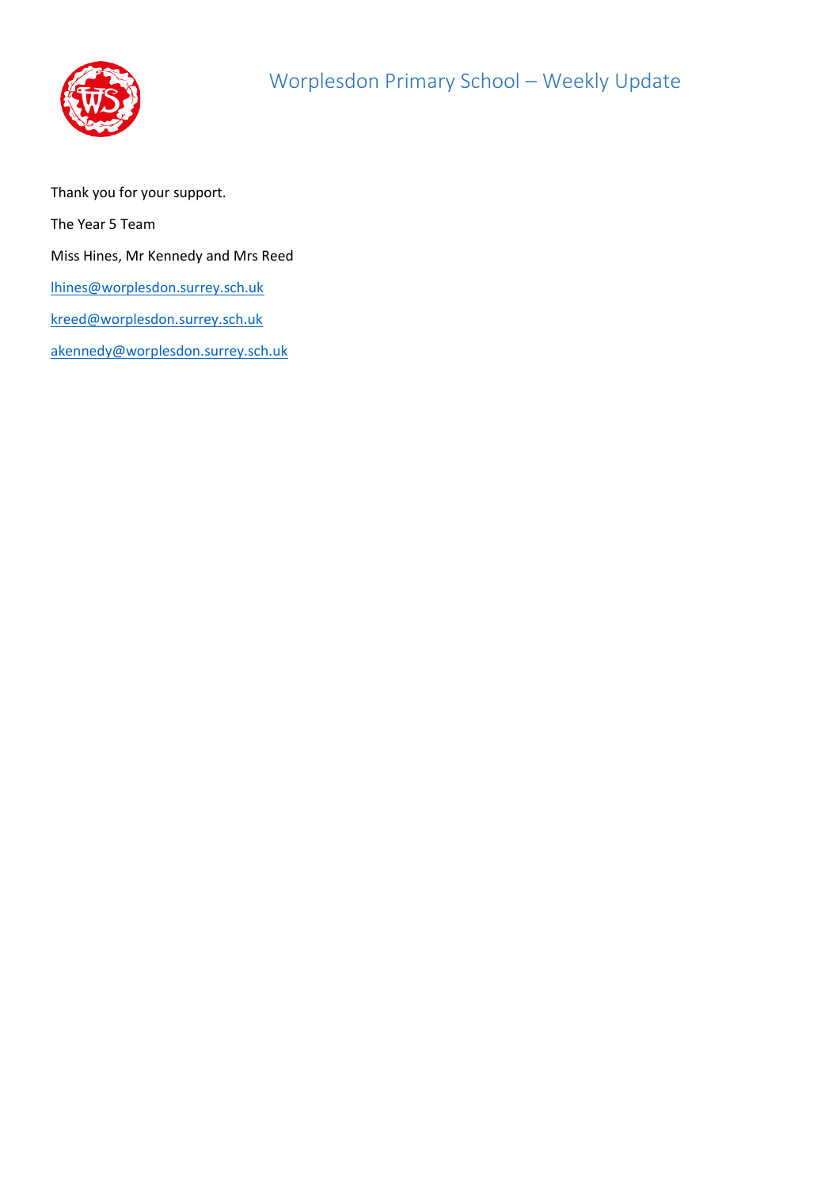Thank you for your support.

The Year 5 Team

Miss Hines, Mr Kennedy and Mrs Reed

lhines@worplesdon.surrey.sch.uk

kreed@worplesdon.surrey.sch.uk

akennedy@worplesdon.surrey.sch.uk